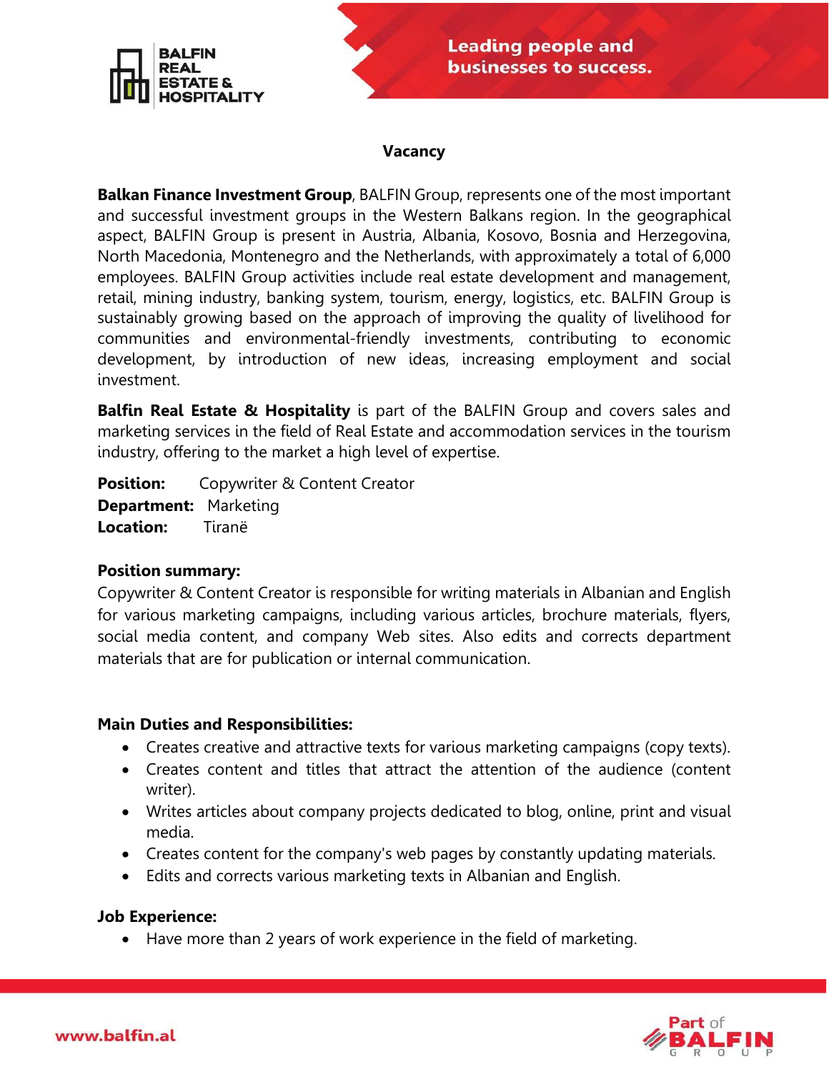# Vacancy

**Balkan Finance Investment Group**, BALFIN Group, represents one of the most important and successful investment groups in the Western Balkans region. In the geographical aspect, BALFIN Group is present in Austria, Albania, Kosovo, Bosnia and Herzegovina, North Macedonia, Montenegro and the Netherlands, with approximately a total of 6,000 employees. BALFIN Group activities include real estate development and management, retail, mining industry, banking system, tourism, energy, logistics, etc. BALFIN Group is sustainably growing based on the approach of improving the quality of livelihood for communities and environmental-friendly investments, contributing to economic development, by introduction of new ideas, increasing employment and social investment.

**Balfin Real Estate & Hospitality** is part of the BALFIN Group and covers sales and marketing services in the field of Real Estate and accommodation services in the tourism industry, offering to the market a high level of expertise.

**Position:** Copywriter & Content Creator
**Department:** Marketing
**Location:** Tiranë

**Position summary:**
Copywriter & Content Creator is responsible for writing materials in Albanian and English for various marketing campaigns, including various articles, brochure materials, flyers, social media content, and company Web sites. Also edits and corrects department materials that are for publication or internal communication.

**Main Duties and Responsibilities:**

- Creates creative and attractive texts for various marketing campaigns (copy texts).
- Creates content and titles that attract the attention of the audience (content writer).
- Writes articles about company projects dedicated to blog, online, print and visual media.
- Creates content for the company's web pages by constantly updating materials.
- Edits and corrects various marketing texts in Albanian and English.

**Job Experience:**

- Have more than 2 years of work experience in the field of marketing.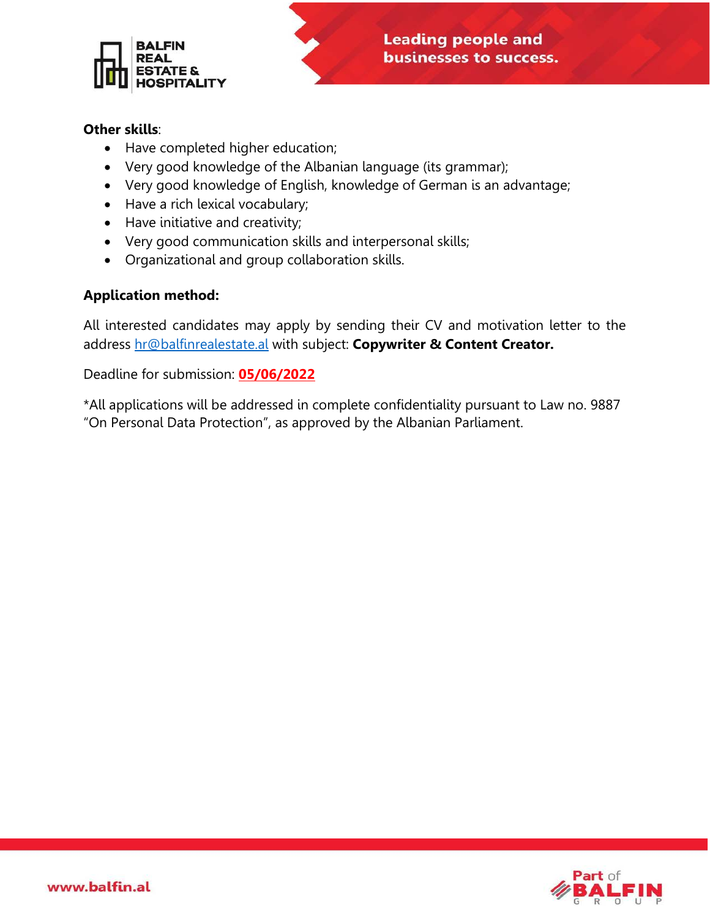**Other skills**:

- Have completed higher education;
- Very good knowledge of the Albanian language (its grammar);
- Very good knowledge of English, knowledge of German is an advantage;
- Have a rich lexical vocabulary;
- Have initiative and creativity;
- Very good communication skills and interpersonal skills;
- Organizational and group collaboration skills.

**Application method:**

All interested candidates may apply by sending their CV and motivation letter to the address hr@balfinrealestate.al with subject: **Copywriter & Content Creator.**

Deadline for submission: **05/06/2022**

*All applications will be addressed in complete confidentiality pursuant to Law no. 9887 "On Personal Data Protection", as approved by the Albanian Parliament.